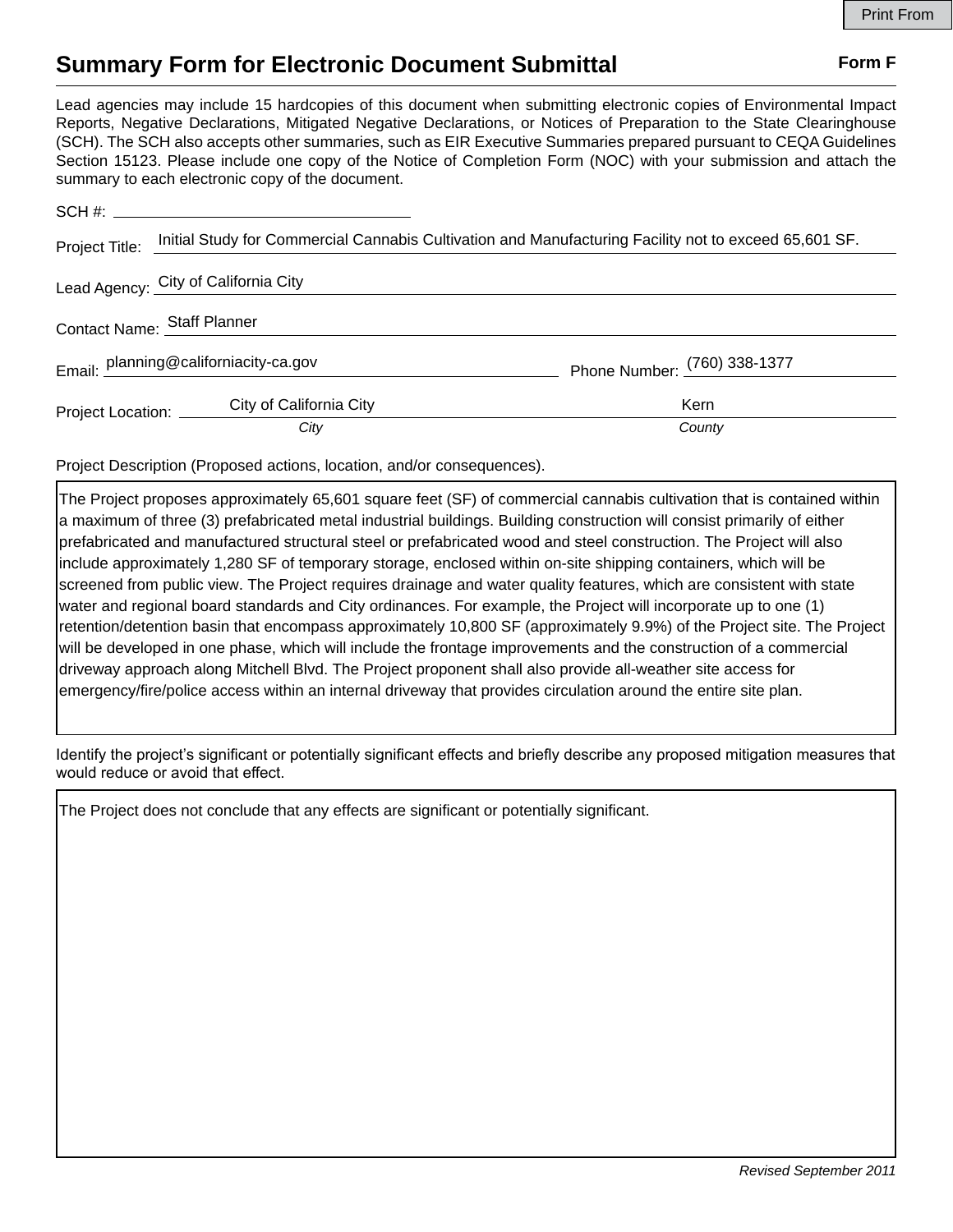Print From

# Summary Form for Electronic Document Submittal

**Form F**

Lead agencies may include 15 hardcopies of this document when submitting electronic copies of Environmental Impact Reports, Negative Declarations, Mitigated Negative Declarations, or Notices of Preparation to the State Clearinghouse (SCH). The SCH also accepts other summaries, such as EIR Executive Summaries prepared pursuant to CEQA Guidelines Section 15123. Please include one copy of the Notice of Completion Form (NOC) with your submission and attach the summary to each electronic copy of the document.

SCH #: 

Project Title: Initial Study for Commercial Cannabis Cultivation and Manufacturing Facility not to exceed 65,601 SF.

Lead Agency: City of California City

Contact Name: Staff Planner

Email: planning@californiacity-ca.gov

Phone Number: (760) 338-1377

Project Location: City of California City (*City*), Kern (*County*)

Project Description (Proposed actions, location, and/or consequences).

The Project proposes approximately 65,601 square feet (SF) of commercial cannabis cultivation that is contained within a maximum of three (3) prefabricated metal industrial buildings. Building construction will consist primarily of either prefabricated and manufactured structural steel or prefabricated wood and steel construction. The Project will also include approximately 1,280 SF of temporary storage, enclosed within on-site shipping containers, which will be screened from public view. The Project requires drainage and water quality features, which are consistent with state water and regional board standards and City ordinances. For example, the Project will incorporate up to one (1) retention/detention basin that encompass approximately 10,800 SF (approximately 9.9%) of the Project site. The Project will be developed in one phase, which will include the frontage improvements and the construction of a commercial driveway approach along Mitchell Blvd. The Project proponent shall also provide all-weather site access for emergency/fire/police access within an internal driveway that provides circulation around the entire site plan.

Identify the project's significant or potentially significant effects and briefly describe any proposed mitigation measures that would reduce or avoid that effect.

The Project does not conclude that any effects are significant or potentially significant.

*Revised September 2011*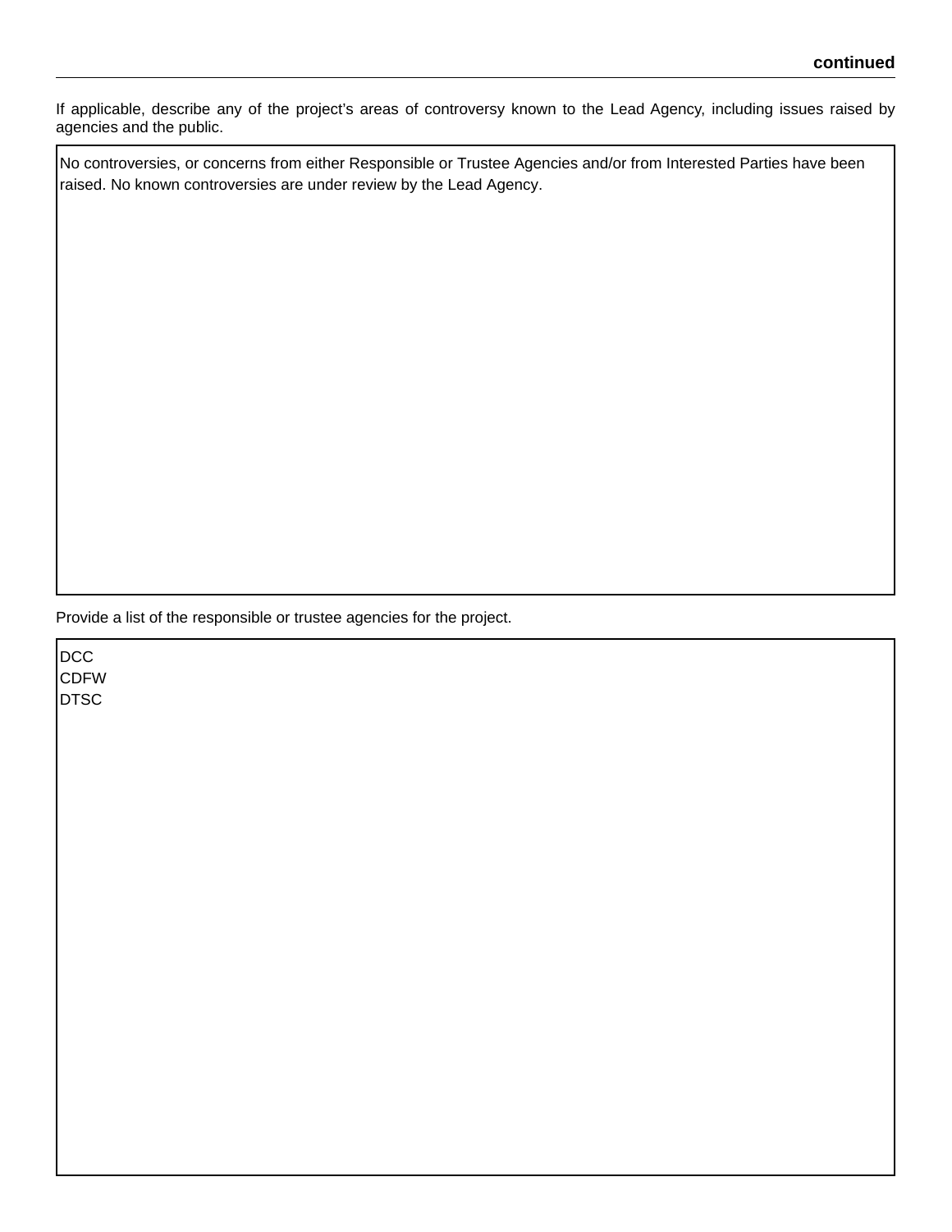**continued**

If applicable, describe any of the project's areas of controversy known to the Lead Agency, including issues raised by agencies and the public.

No controversies, or concerns from either Responsible or Trustee Agencies and/or from Interested Parties have been raised. No known controversies are under review by the Lead Agency.

Provide a list of the responsible or trustee agencies for the project.

DCC
CDFW
DTSC